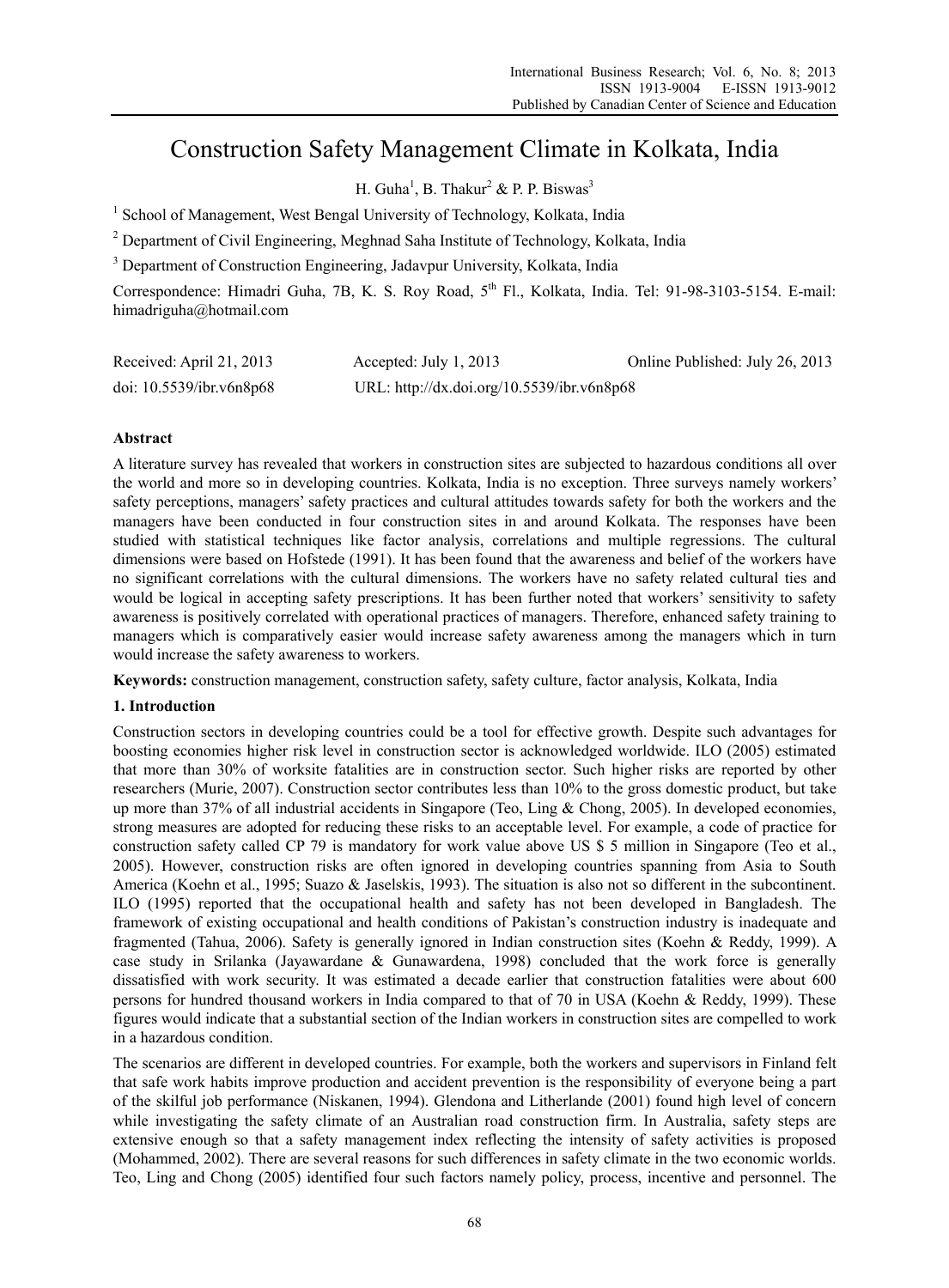# Construction Safety Management Climate in Kolkata, India

H. Guha[1], B. Thakur[2] & P. P. Biswas[3]

[1] School of Management, West Bengal University of Technology, Kolkata, India

[2] Department of Civil Engineering, Meghnad Saha Institute of Technology, Kolkata, India

[3] Department of Construction Engineering, Jadavpur University, Kolkata, India

Correspondence: Himadri Guha, 7B, K. S. Roy Road, 5th Fl., Kolkata, India. Tel: 91-98-3103-5154. E-mail: himadriguha@hotmail.com

Received: April 21, 2013 Accepted: July 1, 2013 Online Published: July 26, 2013

doi: 10.5539/ibr.v6n8p68 URL: http://dx.doi.org/10.5539/ibr.v6n8p68

## Abstract

A literature survey has revealed that workers in construction sites are subjected to hazardous conditions all over the world and more so in developing countries. Kolkata, India is no exception. Three surveys namely workers' safety perceptions, managers' safety practices and cultural attitudes towards safety for both the workers and the managers have been conducted in four construction sites in and around Kolkata. The responses have been studied with statistical techniques like factor analysis, correlations and multiple regressions. The cultural dimensions were based on Hofstede (1991). It has been found that the awareness and belief of the workers have no significant correlations with the cultural dimensions. The workers have no safety related cultural ties and would be logical in accepting safety prescriptions. It has been further noted that workers' sensitivity to safety awareness is positively correlated with operational practices of managers. Therefore, enhanced safety training to managers which is comparatively easier would increase safety awareness among the managers which in turn would increase the safety awareness to workers.

**Keywords:** construction management, construction safety, safety culture, factor analysis, Kolkata, India

## 1. Introduction

Construction sectors in developing countries could be a tool for effective growth. Despite such advantages for boosting economies higher risk level in construction sector is acknowledged worldwide. ILO (2005) estimated that more than 30% of worksite fatalities are in construction sector. Such higher risks are reported by other researchers (Murie, 2007). Construction sector contributes less than 10% to the gross domestic product, but take up more than 37% of all industrial accidents in Singapore (Teo, Ling & Chong, 2005). In developed economies, strong measures are adopted for reducing these risks to an acceptable level. For example, a code of practice for construction safety called CP 79 is mandatory for work value above US $ 5 million in Singapore (Teo et al., 2005). However, construction risks are often ignored in developing countries spanning from Asia to South America (Koehn et al., 1995; Suazo & Jaselskis, 1993). The situation is also not so different in the subcontinent. ILO (1995) reported that the occupational health and safety has not been developed in Bangladesh. The framework of existing occupational and health conditions of Pakistan's construction industry is inadequate and fragmented (Tahua, 2006). Safety is generally ignored in Indian construction sites (Koehn & Reddy, 1999). A case study in Srilanka (Jayawardane & Gunawardena, 1998) concluded that the work force is generally dissatisfied with work security. It was estimated a decade earlier that construction fatalities were about 600 persons for hundred thousand workers in India compared to that of 70 in USA (Koehn & Reddy, 1999). These figures would indicate that a substantial section of the Indian workers in construction sites are compelled to work in a hazardous condition.

The scenarios are different in developed countries. For example, both the workers and supervisors in Finland felt that safe work habits improve production and accident prevention is the responsibility of everyone being a part of the skilful job performance (Niskanen, 1994). Glendona and Litherlande (2001) found high level of concern while investigating the safety climate of an Australian road construction firm. In Australia, safety steps are extensive enough so that a safety management index reflecting the intensity of safety activities is proposed (Mohammed, 2002). There are several reasons for such differences in safety climate in the two economic worlds. Teo, Ling and Chong (2005) identified four such factors namely policy, process, incentive and personnel. The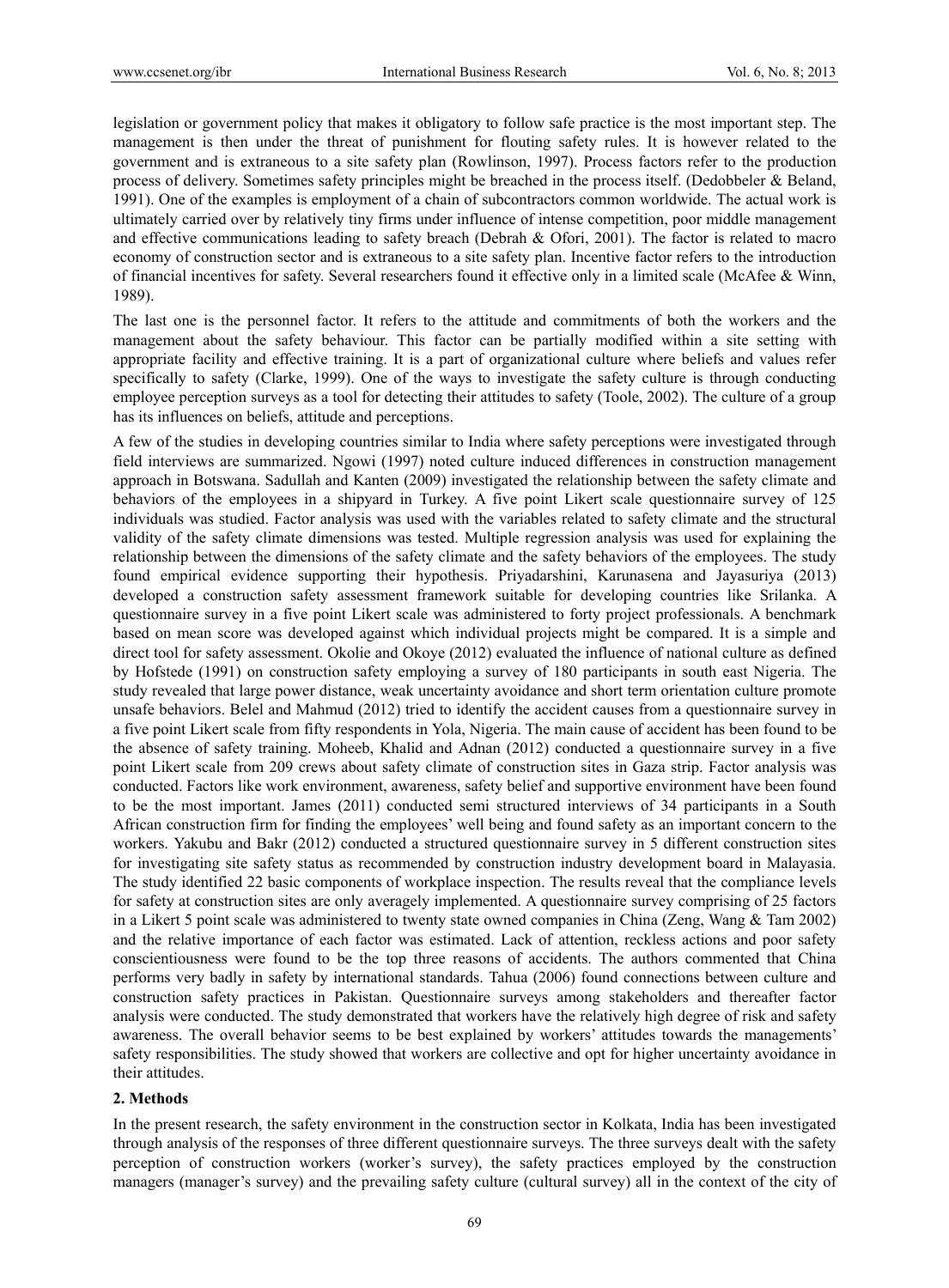legislation or government policy that makes it obligatory to follow safe practice is the most important step. The management is then under the threat of punishment for flouting safety rules. It is however related to the government and is extraneous to a site safety plan (Rowlinson, 1997). Process factors refer to the production process of delivery. Sometimes safety principles might be breached in the process itself. (Dedobbeler & Beland, 1991). One of the examples is employment of a chain of subcontractors common worldwide. The actual work is ultimately carried over by relatively tiny firms under influence of intense competition, poor middle management and effective communications leading to safety breach (Debrah & Ofori, 2001). The factor is related to macro economy of construction sector and is extraneous to a site safety plan. Incentive factor refers to the introduction of financial incentives for safety. Several researchers found it effective only in a limited scale (McAfee & Winn, 1989).

The last one is the personnel factor. It refers to the attitude and commitments of both the workers and the management about the safety behaviour. This factor can be partially modified within a site setting with appropriate facility and effective training. It is a part of organizational culture where beliefs and values refer specifically to safety (Clarke, 1999). One of the ways to investigate the safety culture is through conducting employee perception surveys as a tool for detecting their attitudes to safety (Toole, 2002). The culture of a group has its influences on beliefs, attitude and perceptions.

A few of the studies in developing countries similar to India where safety perceptions were investigated through field interviews are summarized. Ngowi (1997) noted culture induced differences in construction management approach in Botswana. Sadullah and Kanten (2009) investigated the relationship between the safety climate and behaviors of the employees in a shipyard in Turkey. A five point Likert scale questionnaire survey of 125 individuals was studied. Factor analysis was used with the variables related to safety climate and the structural validity of the safety climate dimensions was tested. Multiple regression analysis was used for explaining the relationship between the dimensions of the safety climate and the safety behaviors of the employees. The study found empirical evidence supporting their hypothesis. Priyadarshini, Karunasena and Jayasuriya (2013) developed a construction safety assessment framework suitable for developing countries like Srilanka. A questionnaire survey in a five point Likert scale was administered to forty project professionals. A benchmark based on mean score was developed against which individual projects might be compared. It is a simple and direct tool for safety assessment. Okolie and Okoye (2012) evaluated the influence of national culture as defined by Hofstede (1991) on construction safety employing a survey of 180 participants in south east Nigeria. The study revealed that large power distance, weak uncertainty avoidance and short term orientation culture promote unsafe behaviors. Belel and Mahmud (2012) tried to identify the accident causes from a questionnaire survey in a five point Likert scale from fifty respondents in Yola, Nigeria. The main cause of accident has been found to be the absence of safety training. Moheeb, Khalid and Adnan (2012) conducted a questionnaire survey in a five point Likert scale from 209 crews about safety climate of construction sites in Gaza strip. Factor analysis was conducted. Factors like work environment, awareness, safety belief and supportive environment have been found to be the most important. James (2011) conducted semi structured interviews of 34 participants in a South African construction firm for finding the employees' well being and found safety as an important concern to the workers. Yakubu and Bakr (2012) conducted a structured questionnaire survey in 5 different construction sites for investigating site safety status as recommended by construction industry development board in Malayasia. The study identified 22 basic components of workplace inspection. The results reveal that the compliance levels for safety at construction sites are only averagely implemented. A questionnaire survey comprising of 25 factors in a Likert 5 point scale was administered to twenty state owned companies in China (Zeng, Wang & Tam 2002) and the relative importance of each factor was estimated. Lack of attention, reckless actions and poor safety conscientiousness were found to be the top three reasons of accidents. The authors commented that China performs very badly in safety by international standards. Tahua (2006) found connections between culture and construction safety practices in Pakistan. Questionnaire surveys among stakeholders and thereafter factor analysis were conducted. The study demonstrated that workers have the relatively high degree of risk and safety awareness. The overall behavior seems to be best explained by workers' attitudes towards the managements' safety responsibilities. The study showed that workers are collective and opt for higher uncertainty avoidance in their attitudes.

## 2. Methods

In the present research, the safety environment in the construction sector in Kolkata, India has been investigated through analysis of the responses of three different questionnaire surveys. The three surveys dealt with the safety perception of construction workers (worker's survey), the safety practices employed by the construction managers (manager's survey) and the prevailing safety culture (cultural survey) all in the context of the city of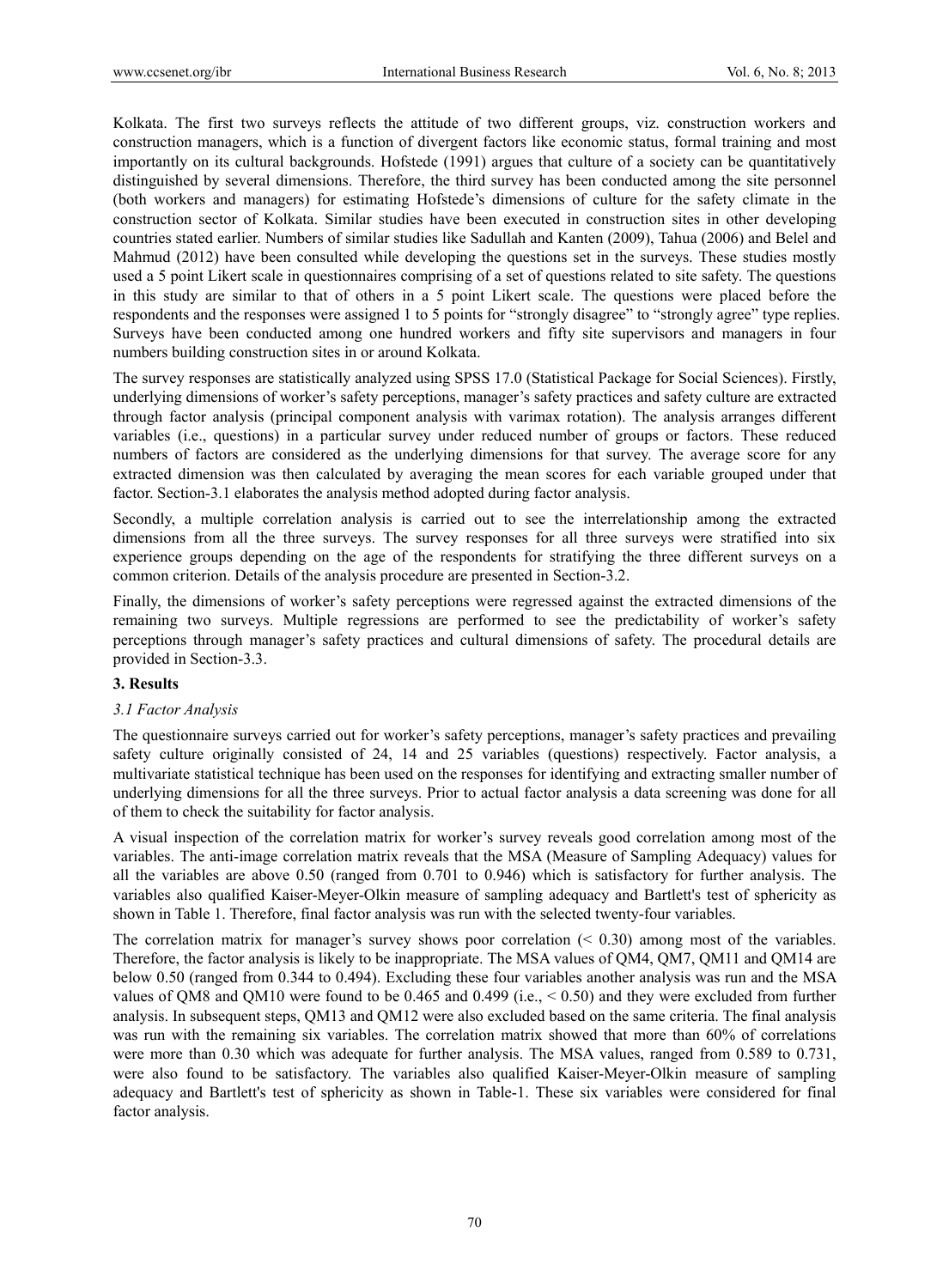Kolkata. The first two surveys reflects the attitude of two different groups, viz. construction workers and construction managers, which is a function of divergent factors like economic status, formal training and most importantly on its cultural backgrounds. Hofstede (1991) argues that culture of a society can be quantitatively distinguished by several dimensions. Therefore, the third survey has been conducted among the site personnel (both workers and managers) for estimating Hofstede's dimensions of culture for the safety climate in the construction sector of Kolkata. Similar studies have been executed in construction sites in other developing countries stated earlier. Numbers of similar studies like Sadullah and Kanten (2009), Tahua (2006) and Belel and Mahmud (2012) have been consulted while developing the questions set in the surveys. These studies mostly used a 5 point Likert scale in questionnaires comprising of a set of questions related to site safety. The questions in this study are similar to that of others in a 5 point Likert scale. The questions were placed before the respondents and the responses were assigned 1 to 5 points for "strongly disagree" to "strongly agree" type replies. Surveys have been conducted among one hundred workers and fifty site supervisors and managers in four numbers building construction sites in or around Kolkata.

The survey responses are statistically analyzed using SPSS 17.0 (Statistical Package for Social Sciences). Firstly, underlying dimensions of worker's safety perceptions, manager's safety practices and safety culture are extracted through factor analysis (principal component analysis with varimax rotation). The analysis arranges different variables (i.e., questions) in a particular survey under reduced number of groups or factors. These reduced numbers of factors are considered as the underlying dimensions for that survey. The average score for any extracted dimension was then calculated by averaging the mean scores for each variable grouped under that factor. Section-3.1 elaborates the analysis method adopted during factor analysis.

Secondly, a multiple correlation analysis is carried out to see the interrelationship among the extracted dimensions from all the three surveys. The survey responses for all three surveys were stratified into six experience groups depending on the age of the respondents for stratifying the three different surveys on a common criterion. Details of the analysis procedure are presented in Section-3.2.

Finally, the dimensions of worker's safety perceptions were regressed against the extracted dimensions of the remaining two surveys. Multiple regressions are performed to see the predictability of worker's safety perceptions through manager's safety practices and cultural dimensions of safety. The procedural details are provided in Section-3.3.

## 3. Results

### *3.1 Factor Analysis*

The questionnaire surveys carried out for worker's safety perceptions, manager's safety practices and prevailing safety culture originally consisted of 24, 14 and 25 variables (questions) respectively. Factor analysis, a multivariate statistical technique has been used on the responses for identifying and extracting smaller number of underlying dimensions for all the three surveys. Prior to actual factor analysis a data screening was done for all of them to check the suitability for factor analysis.

A visual inspection of the correlation matrix for worker's survey reveals good correlation among most of the variables. The anti-image correlation matrix reveals that the MSA (Measure of Sampling Adequacy) values for all the variables are above 0.50 (ranged from 0.701 to 0.946) which is satisfactory for further analysis. The variables also qualified Kaiser-Meyer-Olkin measure of sampling adequacy and Bartlett's test of sphericity as shown in Table 1. Therefore, final factor analysis was run with the selected twenty-four variables.

The correlation matrix for manager's survey shows poor correlation (< 0.30) among most of the variables. Therefore, the factor analysis is likely to be inappropriate. The MSA values of QM4, QM7, QM11 and QM14 are below 0.50 (ranged from 0.344 to 0.494). Excluding these four variables another analysis was run and the MSA values of QM8 and QM10 were found to be 0.465 and 0.499 (i.e., < 0.50) and they were excluded from further analysis. In subsequent steps, QM13 and QM12 were also excluded based on the same criteria. The final analysis was run with the remaining six variables. The correlation matrix showed that more than 60% of correlations were more than 0.30 which was adequate for further analysis. The MSA values, ranged from 0.589 to 0.731, were also found to be satisfactory. The variables also qualified Kaiser-Meyer-Olkin measure of sampling adequacy and Bartlett's test of sphericity as shown in Table-1. These six variables were considered for final factor analysis.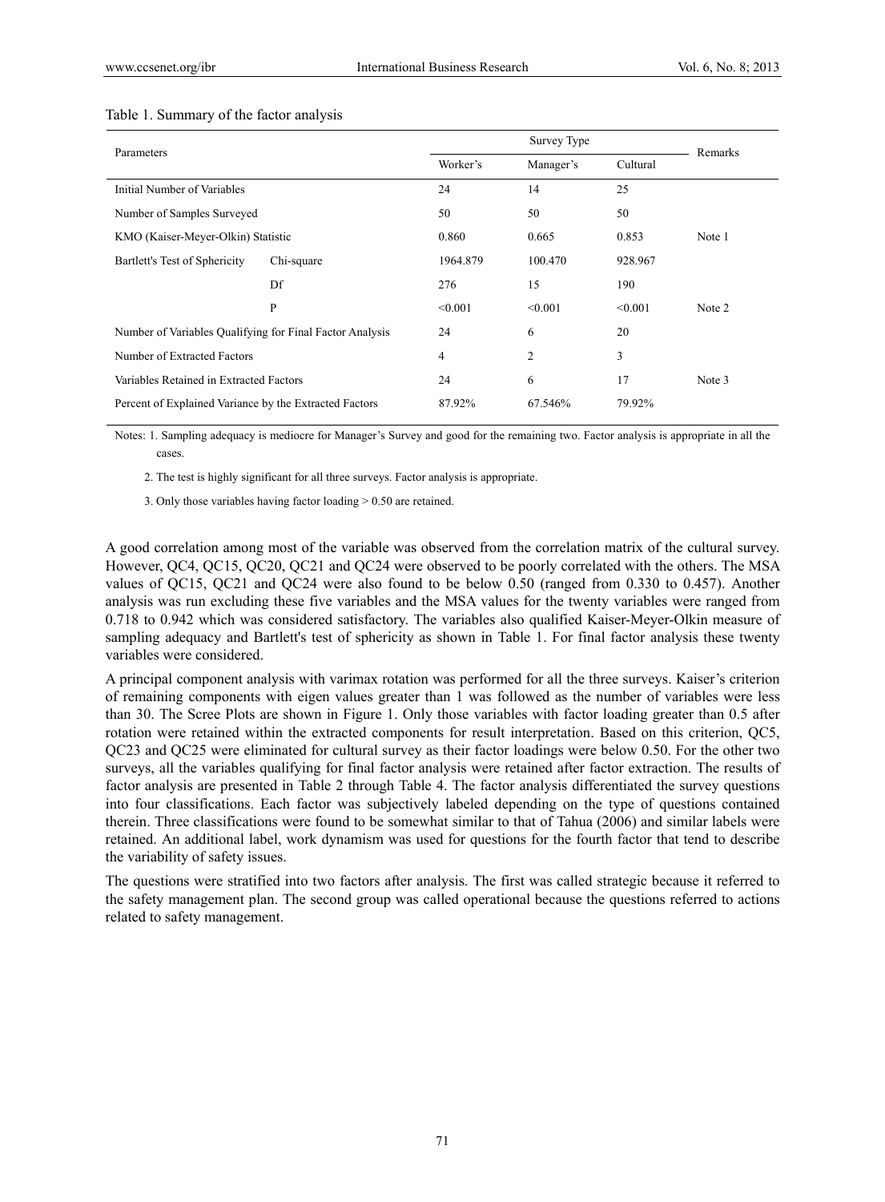Table 1. Summary of the factor analysis

| Parameters | | Survey Type | | | Remarks |
|---|---|---|---|---|---|
| | | Worker's | Manager's | Cultural | |
| Initial Number of Variables | | 24 | 14 | 25 | |
| Number of Samples Surveyed | | 50 | 50 | 50 | |
| KMO (Kaiser-Meyer-Olkin) Statistic | | 0.860 | 0.665 | 0.853 | Note 1 |
| Bartlett's Test of Sphericity | Chi-square | 1964.879 | 100.470 | 928.967 | |
| | Df | 276 | 15 | 190 | |
| | P | <0.001 | <0.001 | <0.001 | Note 2 |
| Number of Variables Qualifying for Final Factor Analysis | | 24 | 6 | 20 | |
| Number of Extracted Factors | | 4 | 2 | 3 | |
| Variables Retained in Extracted Factors | | 24 | 6 | 17 | Note 3 |
| Percent of Explained Variance by the Extracted Factors | | 87.92% | 67.546% | 79.92% | |

Notes: 1. Sampling adequacy is mediocre for Manager's Survey and good for the remaining two. Factor analysis is appropriate in all the cases.

2. The test is highly significant for all three surveys. Factor analysis is appropriate.

3. Only those variables having factor loading > 0.50 are retained.

A good correlation among most of the variable was observed from the correlation matrix of the cultural survey. However, QC4, QC15, QC20, QC21 and QC24 were observed to be poorly correlated with the others. The MSA values of QC15, QC21 and QC24 were also found to be below 0.50 (ranged from 0.330 to 0.457). Another analysis was run excluding these five variables and the MSA values for the twenty variables were ranged from 0.718 to 0.942 which was considered satisfactory. The variables also qualified Kaiser-Meyer-Olkin measure of sampling adequacy and Bartlett's test of sphericity as shown in Table 1. For final factor analysis these twenty variables were considered.

A principal component analysis with varimax rotation was performed for all the three surveys. Kaiser's criterion of remaining components with eigen values greater than 1 was followed as the number of variables were less than 30. The Scree Plots are shown in Figure 1. Only those variables with factor loading greater than 0.5 after rotation were retained within the extracted components for result interpretation. Based on this criterion, QC5, QC23 and QC25 were eliminated for cultural survey as their factor loadings were below 0.50. For the other two surveys, all the variables qualifying for final factor analysis were retained after factor extraction. The results of factor analysis are presented in Table 2 through Table 4. The factor analysis differentiated the survey questions into four classifications. Each factor was subjectively labeled depending on the type of questions contained therein. Three classifications were found to be somewhat similar to that of Tahua (2006) and similar labels were retained. An additional label, work dynamism was used for questions for the fourth factor that tend to describe the variability of safety issues.

The questions were stratified into two factors after analysis. The first was called strategic because it referred to the safety management plan. The second group was called operational because the questions referred to actions related to safety management.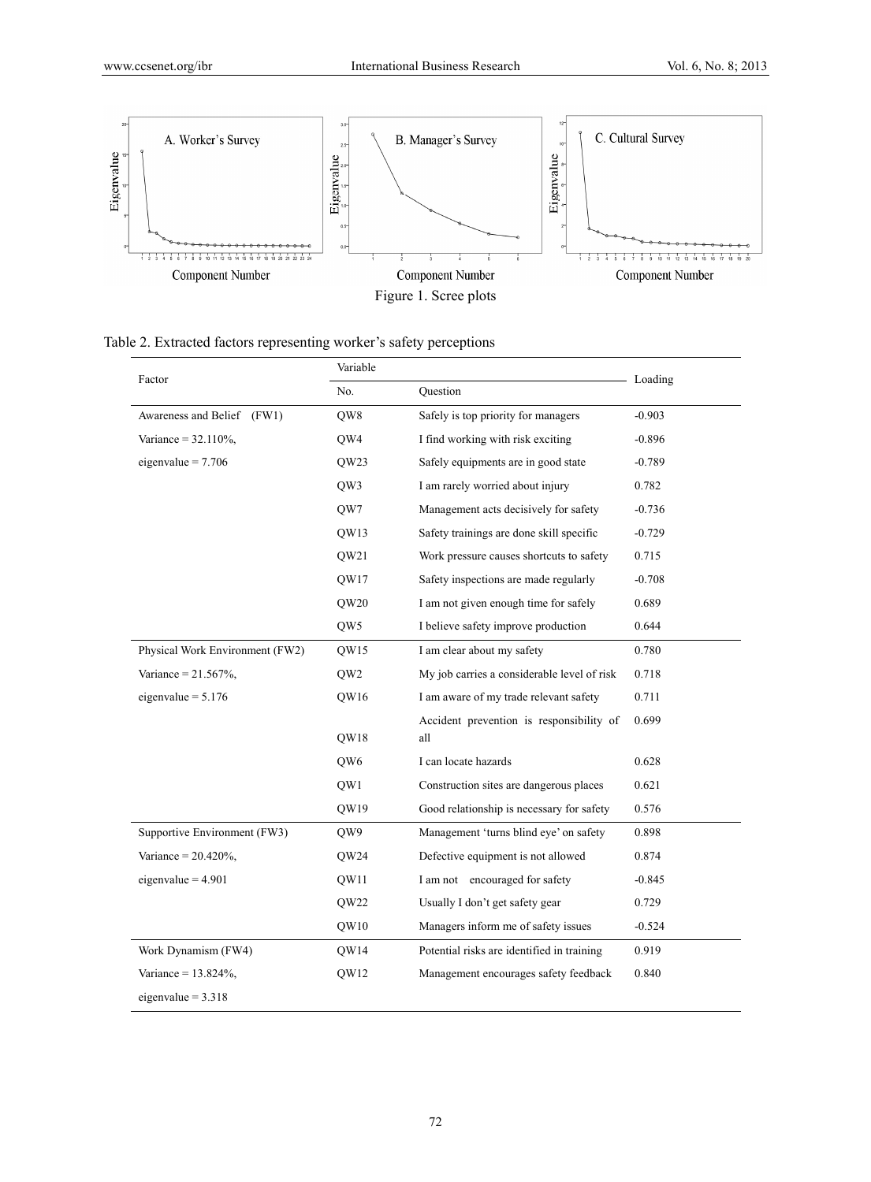Figure 1. Scree plots

Table 2. Extracted factors representing worker's safety perceptions

| Factor | Variable | | Loading |
|---|---|---|---|
| | No. | Question | |
| Awareness and Belief (FW1) | QW8 | Safely is top priority for managers | -0.903 |
| Variance = 32.110%, | QW4 | I find working with risk exciting | -0.896 |
| eigenvalue = 7.706 | QW23 | Safely equipments are in good state | -0.789 |
| | QW3 | I am rarely worried about injury | 0.782 |
| | QW7 | Management acts decisively for safety | -0.736 |
| | QW13 | Safety trainings are done skill specific | -0.729 |
| | QW21 | Work pressure causes shortcuts to safety | 0.715 |
| | QW17 | Safety inspections are made regularly | -0.708 |
| | QW20 | I am not given enough time for safely | 0.689 |
| | QW5 | I believe safety improve production | 0.644 |
| Physical Work Environment (FW2) | QW15 | I am clear about my safety | 0.780 |
| Variance = 21.567%, | QW2 | My job carries a considerable level of risk | 0.718 |
| eigenvalue = 5.176 | QW16 | I am aware of my trade relevant safety | 0.711 |
| | QW18 | Accident prevention is responsibility of all | 0.699 |
| | QW6 | I can locate hazards | 0.628 |
| | QW1 | Construction sites are dangerous places | 0.621 |
| | QW19 | Good relationship is necessary for safety | 0.576 |
| Supportive Environment (FW3) | QW9 | Management 'turns blind eye' on safety | 0.898 |
| Variance = 20.420%, | QW24 | Defective equipment is not allowed | 0.874 |
| eigenvalue = 4.901 | QW11 | I am not encouraged for safety | -0.845 |
| | QW22 | Usually I don't get safety gear | 0.729 |
| | QW10 | Managers inform me of safety issues | -0.524 |
| Work Dynamism (FW4) | QW14 | Potential risks are identified in training | 0.919 |
| Variance = 13.824%, | QW12 | Management encourages safety feedback | 0.840 |
| eigenvalue = 3.318 | | | |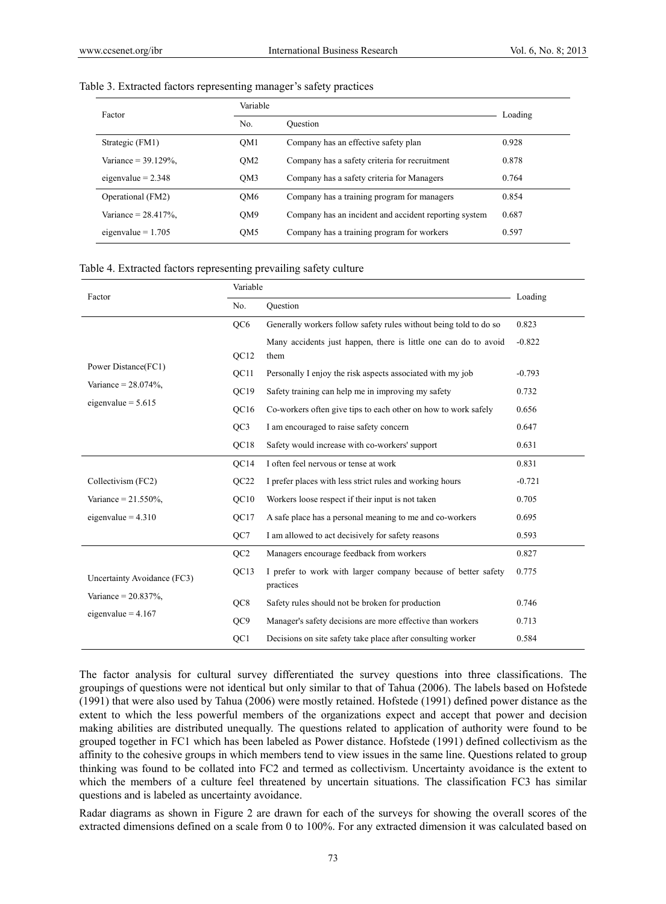Table 3. Extracted factors representing manager's safety practices

| Factor | Variable | | Loading |
|---|---|---|---|
| | No. | Question | |
| Strategic (FM1) | QM1 | Company has an effective safety plan | 0.928 |
| Variance = 39.129%, | QM2 | Company has a safety criteria for recruitment | 0.878 |
| eigenvalue = 2.348 | QM3 | Company has a safety criteria for Managers | 0.764 |
| Operational (FM2) | QM6 | Company has a training program for managers | 0.854 |
| Variance = 28.417%, | QM9 | Company has an incident and accident reporting system | 0.687 |
| eigenvalue = 1.705 | QM5 | Company has a training program for workers | 0.597 |

Table 4. Extracted factors representing prevailing safety culture

| Factor | Variable | | Loading |
|---|---|---|---|
| | No. | Question | |
| Power Distance(FC1) Variance = 28.074%, eigenvalue = 5.615 | QC6 | Generally workers follow safety rules without being told to do so | 0.823 |
| | QC12 | Many accidents just happen, there is little one can do to avoid them | -0.822 |
| | QC11 | Personally I enjoy the risk aspects associated with my job | -0.793 |
| | QC19 | Safety training can help me in improving my safety | 0.732 |
| | QC16 | Co-workers often give tips to each other on how to work safely | 0.656 |
| | QC3 | I am encouraged to raise safety concern | 0.647 |
| | QC18 | Safety would increase with co-workers' support | 0.631 |
| Collectivism (FC2) Variance = 21.550%, eigenvalue = 4.310 | QC14 | I often feel nervous or tense at work | 0.831 |
| | QC22 | I prefer places with less strict rules and working hours | -0.721 |
| | QC10 | Workers loose respect if their input is not taken | 0.705 |
| | QC17 | A safe place has a personal meaning to me and co-workers | 0.695 |
| | QC7 | I am allowed to act decisively for safety reasons | 0.593 |
| Uncertainty Avoidance (FC3) Variance = 20.837%, eigenvalue = 4.167 | QC2 | Managers encourage feedback from workers | 0.827 |
| | QC13 | I prefer to work with larger company because of better safety practices | 0.775 |
| | QC8 | Safety rules should not be broken for production | 0.746 |
| | QC9 | Manager's safety decisions are more effective than workers | 0.713 |
| | QC1 | Decisions on site safety take place after consulting worker | 0.584 |

The factor analysis for cultural survey differentiated the survey questions into three classifications. The groupings of questions were not identical but only similar to that of Tahua (2006). The labels based on Hofstede (1991) that were also used by Tahua (2006) were mostly retained. Hofstede (1991) defined power distance as the extent to which the less powerful members of the organizations expect and accept that power and decision making abilities are distributed unequally. The questions related to application of authority were found to be grouped together in FC1 which has been labeled as Power distance. Hofstede (1991) defined collectivism as the affinity to the cohesive groups in which members tend to view issues in the same line. Questions related to group thinking was found to be collated into FC2 and termed as collectivism. Uncertainty avoidance is the extent to which the members of a culture feel threatened by uncertain situations. The classification FC3 has similar questions and is labeled as uncertainty avoidance.

Radar diagrams as shown in Figure 2 are drawn for each of the surveys for showing the overall scores of the extracted dimensions defined on a scale from 0 to 100%. For any extracted dimension it was calculated based on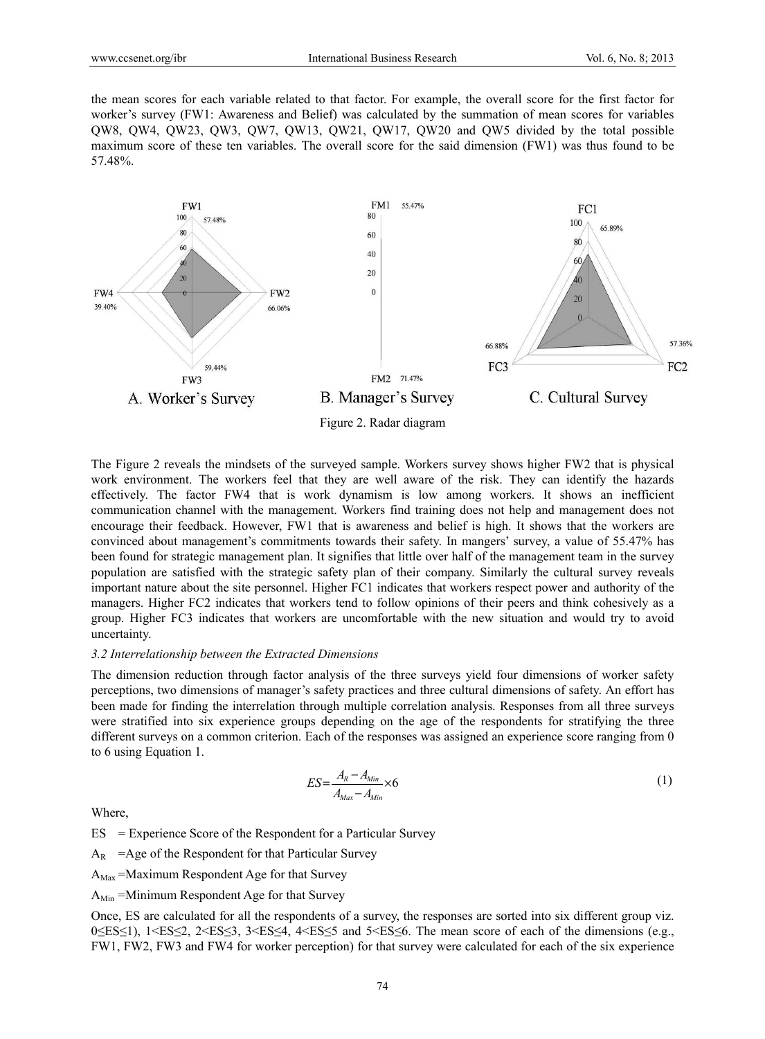the mean scores for each variable related to that factor. For example, the overall score for the first factor for worker's survey (FW1: Awareness and Belief) was calculated by the summation of mean scores for variables QW8, QW4, QW23, QW3, QW7, QW13, QW21, QW17, QW20 and QW5 divided by the total possible maximum score of these ten variables. The overall score for the said dimension (FW1) was thus found to be 57.48%.

A. Worker's Survey B. Manager's Survey C. Cultural Survey

Figure 2. Radar diagram

The Figure 2 reveals the mindsets of the surveyed sample. Workers survey shows higher FW2 that is physical work environment. The workers feel that they are well aware of the risk. They can identify the hazards effectively. The factor FW4 that is work dynamism is low among workers. It shows an inefficient communication channel with the management. Workers find training does not help and management does not encourage their feedback. However, FW1 that is awareness and belief is high. It shows that the workers are convinced about management's commitments towards their safety. In mangers' survey, a value of 55.47% has been found for strategic management plan. It signifies that little over half of the management team in the survey population are satisfied with the strategic safety plan of their company. Similarly the cultural survey reveals important nature about the site personnel. Higher FC1 indicates that workers respect power and authority of the managers. Higher FC2 indicates that workers tend to follow opinions of their peers and think cohesively as a group. Higher FC3 indicates that workers are uncomfortable with the new situation and would try to avoid uncertainty.

### *3.2 Interrelationship between the Extracted Dimensions*

The dimension reduction through factor analysis of the three surveys yield four dimensions of worker safety perceptions, two dimensions of manager's safety practices and three cultural dimensions of safety. An effort has been made for finding the interrelation through multiple correlation analysis. Responses from all three surveys were stratified into six experience groups depending on the age of the respondents for stratifying the three different surveys on a common criterion. Each of the responses was assigned an experience score ranging from 0 to 6 using Equation 1.

$$ES = \frac{A_R - A_{Min}}{A_{Max} - A_{Min}} \times 6 \quad (1)$$

Where,

ES = Experience Score of the Respondent for a Particular Survey

$A_R$ = Age of the Respondent for that Particular Survey

$A_{Max}$ = Maximum Respondent Age for that Survey

$A_{Min}$ = Minimum Respondent Age for that Survey

Once, ES are calculated for all the respondents of a survey, the responses are sorted into six different group viz. $0 \leq ES \leq 1$), $1 < ES \leq 2$, $2 < ES \leq 3$, $3 < ES \leq 4$, $4 < ES \leq 5$ and $5 < ES \leq 6$. The mean score of each of the dimensions (e.g., FW1, FW2, FW3 and FW4 for worker perception) for that survey were calculated for each of the six experience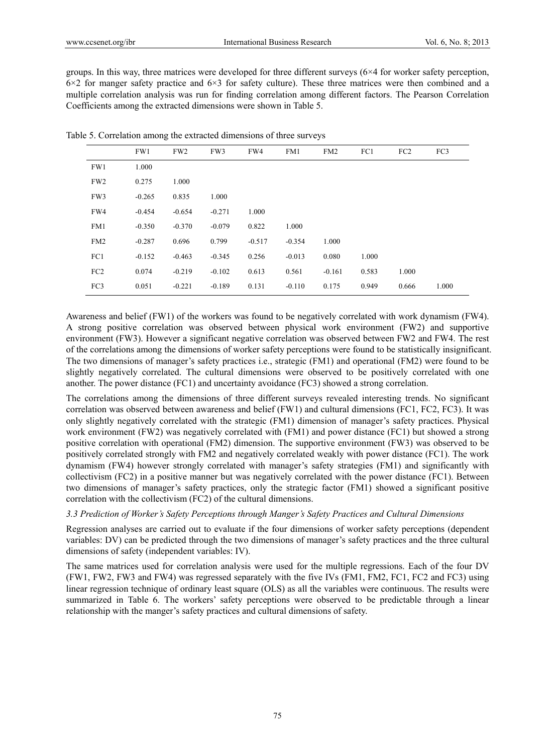groups. In this way, three matrices were developed for three different surveys (6×4 for worker safety perception, 6×2 for manger safety practice and 6×3 for safety culture). These three matrices were then combined and a multiple correlation analysis was run for finding correlation among different factors. The Pearson Correlation Coefficients among the extracted dimensions were shown in Table 5.

Table 5. Correlation among the extracted dimensions of three surveys

| | FW1 | FW2 | FW3 | FW4 | FM1 | FM2 | FC1 | FC2 | FC3 |
|---|---|---|---|---|---|---|---|---|---|
| FW1 | 1.000 | | | | | | | | |
| FW2 | 0.275 | 1.000 | | | | | | | |
| FW3 | -0.265 | 0.835 | 1.000 | | | | | | |
| FW4 | -0.454 | -0.654 | -0.271 | 1.000 | | | | | |
| FM1 | -0.350 | -0.370 | -0.079 | 0.822 | 1.000 | | | | |
| FM2 | -0.287 | 0.696 | 0.799 | -0.517 | -0.354 | 1.000 | | | |
| FC1 | -0.152 | -0.463 | -0.345 | 0.256 | -0.013 | 0.080 | 1.000 | | |
| FC2 | 0.074 | -0.219 | -0.102 | 0.613 | 0.561 | -0.161 | 0.583 | 1.000 | |
| FC3 | 0.051 | -0.221 | -0.189 | 0.131 | -0.110 | 0.175 | 0.949 | 0.666 | 1.000 |

Awareness and belief (FW1) of the workers was found to be negatively correlated with work dynamism (FW4). A strong positive correlation was observed between physical work environment (FW2) and supportive environment (FW3). However a significant negative correlation was observed between FW2 and FW4. The rest of the correlations among the dimensions of worker safety perceptions were found to be statistically insignificant. The two dimensions of manager's safety practices i.e., strategic (FM1) and operational (FM2) were found to be slightly negatively correlated. The cultural dimensions were observed to be positively correlated with one another. The power distance (FC1) and uncertainty avoidance (FC3) showed a strong correlation.

The correlations among the dimensions of three different surveys revealed interesting trends. No significant correlation was observed between awareness and belief (FW1) and cultural dimensions (FC1, FC2, FC3). It was only slightly negatively correlated with the strategic (FM1) dimension of manager's safety practices. Physical work environment (FW2) was negatively correlated with (FM1) and power distance (FC1) but showed a strong positive correlation with operational (FM2) dimension. The supportive environment (FW3) was observed to be positively correlated strongly with FM2 and negatively correlated weakly with power distance (FC1). The work dynamism (FW4) however strongly correlated with manager's safety strategies (FM1) and significantly with collectivism (FC2) in a positive manner but was negatively correlated with the power distance (FC1). Between two dimensions of manager's safety practices, only the strategic factor (FM1) showed a significant positive correlation with the collectivism (FC2) of the cultural dimensions.

### *3.3 Prediction of Worker's Safety Perceptions through Manger's Safety Practices and Cultural Dimensions*

Regression analyses are carried out to evaluate if the four dimensions of worker safety perceptions (dependent variables: DV) can be predicted through the two dimensions of manager's safety practices and the three cultural dimensions of safety (independent variables: IV).

The same matrices used for correlation analysis were used for the multiple regressions. Each of the four DV (FW1, FW2, FW3 and FW4) was regressed separately with the five IVs (FM1, FM2, FC1, FC2 and FC3) using linear regression technique of ordinary least square (OLS) as all the variables were continuous. The results were summarized in Table 6. The workers' safety perceptions were observed to be predictable through a linear relationship with the manger's safety practices and cultural dimensions of safety.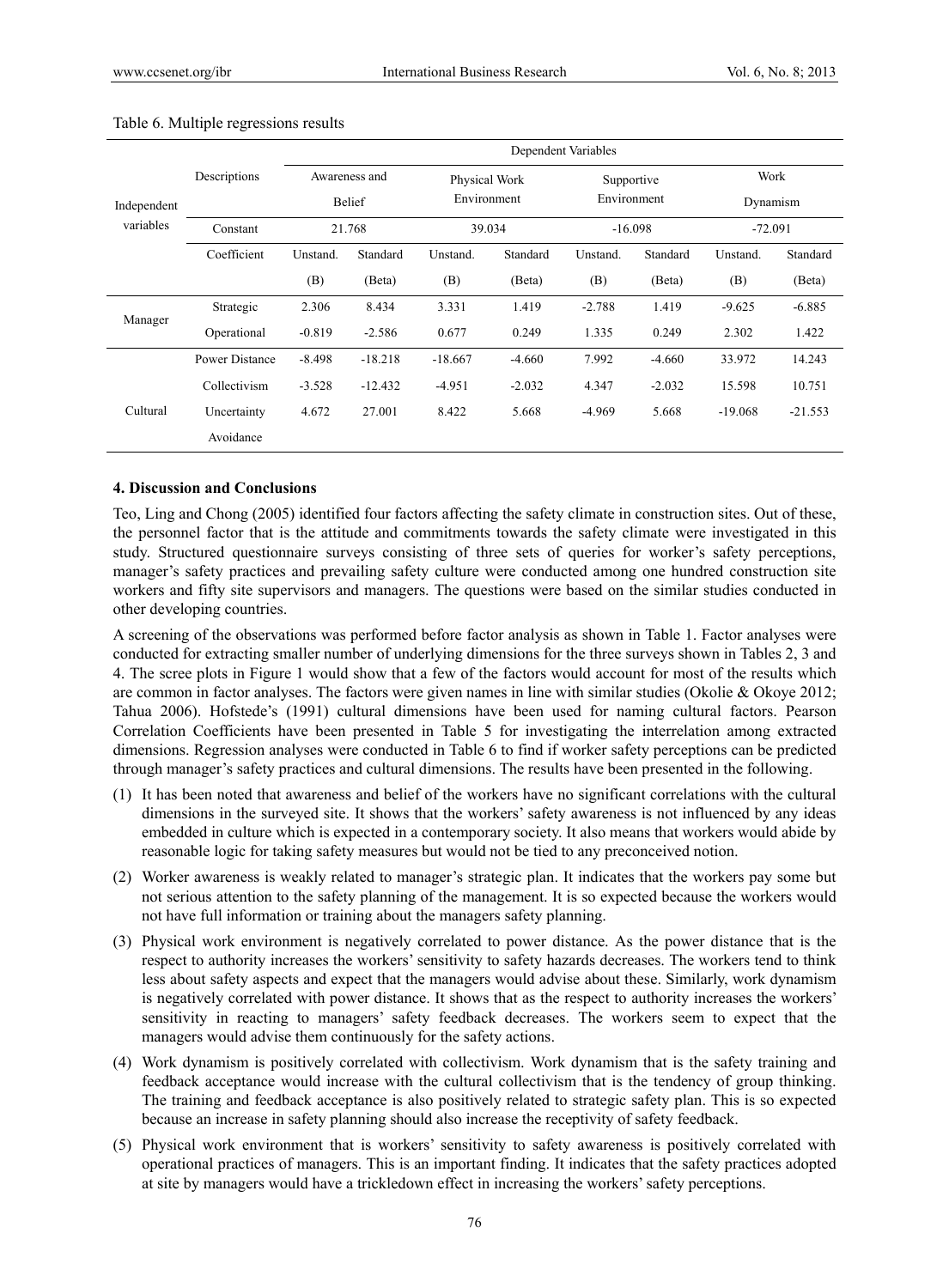Table 6. Multiple regressions results

| Independent variables | Descriptions | Dependent Variables | | | | | | | |
|---|---|---|---|---|---|---|---|---|---|
| | | Awareness and Belief | | Physical Work Environment | | Supportive Environment | | Work Dynamism | |
| | Constant | 21.768 | | 39.034 | | -16.098 | | -72.091 | |
| | Coefficient | Unstand. (B) | Standard (Beta) | Unstand. (B) | Standard (Beta) | Unstand. (B) | Standard (Beta) | Unstand. (B) | Standard (Beta) |
| Manager | Strategic | 2.306 | 8.434 | 3.331 | 1.419 | -2.788 | 1.419 | -9.625 | -6.885 |
| | Operational | -0.819 | -2.586 | 0.677 | 0.249 | 1.335 | 0.249 | 2.302 | 1.422 |
| Cultural | Power Distance | -8.498 | -18.218 | -18.667 | -4.660 | 7.992 | -4.660 | 33.972 | 14.243 |
| | Collectivism | -3.528 | -12.432 | -4.951 | -2.032 | 4.347 | -2.032 | 15.598 | 10.751 |
| | Uncertainty Avoidance | 4.672 | 27.001 | 8.422 | 5.668 | -4.969 | 5.668 | -19.068 | -21.553 |

## 4. Discussion and Conclusions

Teo, Ling and Chong (2005) identified four factors affecting the safety climate in construction sites. Out of these, the personnel factor that is the attitude and commitments towards the safety climate were investigated in this study. Structured questionnaire surveys consisting of three sets of queries for worker's safety perceptions, manager's safety practices and prevailing safety culture were conducted among one hundred construction site workers and fifty site supervisors and managers. The questions were based on the similar studies conducted in other developing countries.

A screening of the observations was performed before factor analysis as shown in Table 1. Factor analyses were conducted for extracting smaller number of underlying dimensions for the three surveys shown in Tables 2, 3 and 4. The scree plots in Figure 1 would show that a few of the factors would account for most of the results which are common in factor analyses. The factors were given names in line with similar studies (Okolie & Okoye 2012; Tahua 2006). Hofstede's (1991) cultural dimensions have been used for naming cultural factors. Pearson Correlation Coefficients have been presented in Table 5 for investigating the interrelation among extracted dimensions. Regression analyses were conducted in Table 6 to find if worker safety perceptions can be predicted through manager's safety practices and cultural dimensions. The results have been presented in the following.

(1) It has been noted that awareness and belief of the workers have no significant correlations with the cultural dimensions in the surveyed site. It shows that the workers' safety awareness is not influenced by any ideas embedded in culture which is expected in a contemporary society. It also means that workers would abide by reasonable logic for taking safety measures but would not be tied to any preconceived notion.

(2) Worker awareness is weakly related to manager's strategic plan. It indicates that the workers pay some but not serious attention to the safety planning of the management. It is so expected because the workers would not have full information or training about the managers safety planning.

(3) Physical work environment is negatively correlated to power distance. As the power distance that is the respect to authority increases the workers' sensitivity to safety hazards decreases. The workers tend to think less about safety aspects and expect that the managers would advise about these. Similarly, work dynamism is negatively correlated with power distance. It shows that as the respect to authority increases the workers' sensitivity in reacting to managers' safety feedback decreases. The workers seem to expect that the managers would advise them continuously for the safety actions.

(4) Work dynamism is positively correlated with collectivism. Work dynamism that is the safety training and feedback acceptance would increase with the cultural collectivism that is the tendency of group thinking. The training and feedback acceptance is also positively related to strategic safety plan. This is so expected because an increase in safety planning should also increase the receptivity of safety feedback.

(5) Physical work environment that is workers' sensitivity to safety awareness is positively correlated with operational practices of managers. This is an important finding. It indicates that the safety practices adopted at site by managers would have a trickledown effect in increasing the workers' safety perceptions.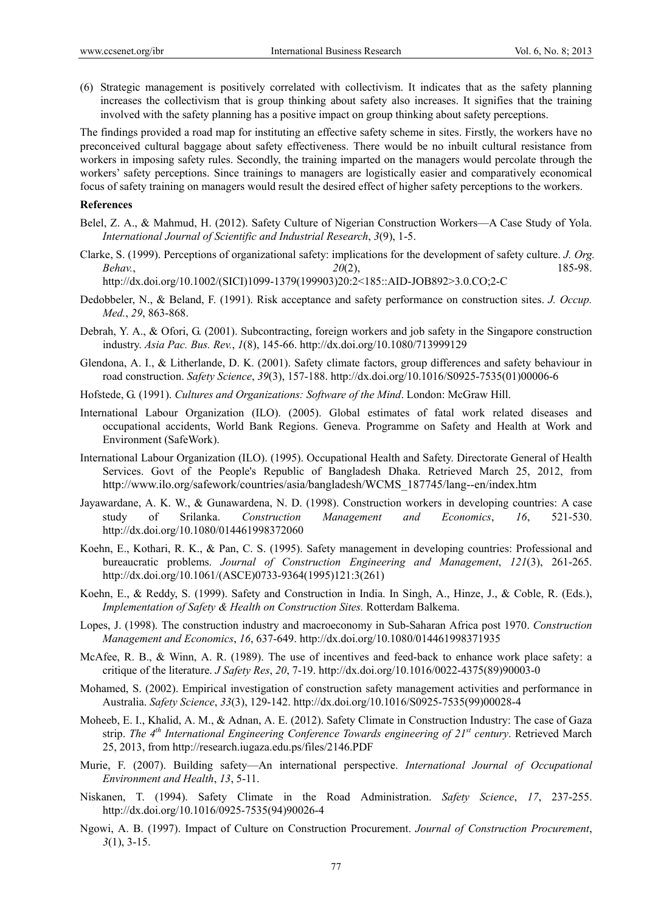(6) Strategic management is positively correlated with collectivism. It indicates that as the safety planning increases the collectivism that is group thinking about safety also increases. It signifies that the training involved with the safety planning has a positive impact on group thinking about safety perceptions.

The findings provided a road map for instituting an effective safety scheme in sites. Firstly, the workers have no preconceived cultural baggage about safety effectiveness. There would be no inbuilt cultural resistance from workers in imposing safety rules. Secondly, the training imparted on the managers would percolate through the workers' safety perceptions. Since trainings to managers are logistically easier and comparatively economical focus of safety training on managers would result the desired effect of higher safety perceptions to the workers.

**References**

Belel, Z. A., & Mahmud, H. (2012). Safety Culture of Nigerian Construction Workers—A Case Study of Yola. *International Journal of Scientific and Industrial Research*, *3*(9), 1-5.

Clarke, S. (1999). Perceptions of organizational safety: implications for the development of safety culture. *J. Org. Behav.*, *20*(2), 185-98. http://dx.doi.org/10.1002/(SICI)1099-1379(199903)20:2<185::AID-JOB892>3.0.CO;2-C

Dedobbeler, N., & Beland, F. (1991). Risk acceptance and safety performance on construction sites. *J. Occup. Med.*, *29*, 863-868.

Debrah, Y. A., & Ofori, G. (2001). Subcontracting, foreign workers and job safety in the Singapore construction industry. *Asia Pac. Bus. Rev.*, *1*(8), 145-66. http://dx.doi.org/10.1080/713999129

Glendona, A. I., & Litherlande, D. K. (2001). Safety climate factors, group differences and safety behaviour in road construction. *Safety Science*, *39*(3), 157-188. http://dx.doi.org/10.1016/S0925-7535(01)00006-6

Hofstede, G. (1991). *Cultures and Organizations: Software of the Mind*. London: McGraw Hill.

International Labour Organization (ILO). (2005). Global estimates of fatal work related diseases and occupational accidents, World Bank Regions. Geneva. Programme on Safety and Health at Work and Environment (SafeWork).

International Labour Organization (ILO). (1995). Occupational Health and Safety. Directorate General of Health Services. Govt of the People's Republic of Bangladesh Dhaka. Retrieved March 25, 2012, from http://www.ilo.org/safework/countries/asia/bangladesh/WCMS_187745/lang--en/index.htm

Jayawardane, A. K. W., & Gunawardena, N. D. (1998). Construction workers in developing countries: A case study of Srilanka. *Construction Management and Economics*, *16*, 521-530. http://dx.doi.org/10.1080/014461998372060

Koehn, E., Kothari, R. K., & Pan, C. S. (1995). Safety management in developing countries: Professional and bureaucratic problems. *Journal of Construction Engineering and Management*, *121*(3), 261-265. http://dx.doi.org/10.1061/(ASCE)0733-9364(1995)121:3(261)

Koehn, E., & Reddy, S. (1999). Safety and Construction in India. In Singh, A., Hinze, J., & Coble, R. (Eds.), *Implementation of Safety & Health on Construction Sites.* Rotterdam Balkema.

Lopes, J. (1998). The construction industry and macroeconomy in Sub-Saharan Africa post 1970. *Construction Management and Economics*, *16*, 637-649. http://dx.doi.org/10.1080/014461998371935

McAfee, R. B., & Winn, A. R. (1989). The use of incentives and feed-back to enhance work place safety: a critique of the literature. *J Safety Res*, *20*, 7-19. http://dx.doi.org/10.1016/0022-4375(89)90003-0

Mohamed, S. (2002). Empirical investigation of construction safety management activities and performance in Australia. *Safety Science*, *33*(3), 129-142. http://dx.doi.org/10.1016/S0925-7535(99)00028-4

Moheeb, E. I., Khalid, A. M., & Adnan, A. E. (2012). Safety Climate in Construction Industry: The case of Gaza strip. *The 4th International Engineering Conference Towards engineering of 21st century*. Retrieved March 25, 2013, from http://research.iugaza.edu.ps/files/2146.PDF

Murie, F. (2007). Building safety—An international perspective. *International Journal of Occupational Environment and Health*, *13*, 5-11.

Niskanen, T. (1994). Safety Climate in the Road Administration. *Safety Science*, *17*, 237-255. http://dx.doi.org/10.1016/0925-7535(94)90026-4

Ngowi, A. B. (1997). Impact of Culture on Construction Procurement. *Journal of Construction Procurement*, *3*(1), 3-15.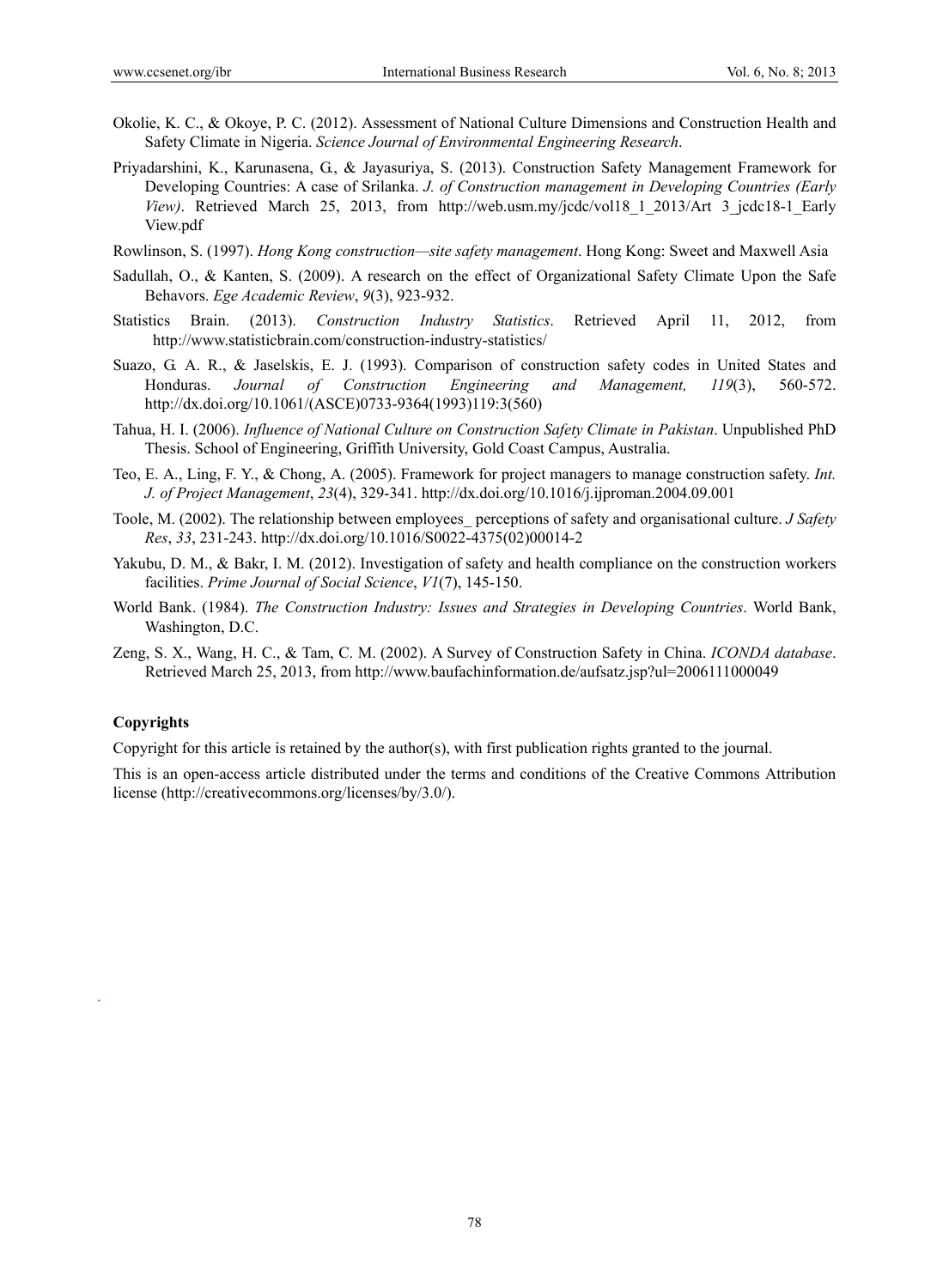Okolie, K. C., & Okoye, P. C. (2012). Assessment of National Culture Dimensions and Construction Health and Safety Climate in Nigeria. *Science Journal of Environmental Engineering Research*.

Priyadarshini, K., Karunasena, G., & Jayasuriya, S. (2013). Construction Safety Management Framework for Developing Countries: A case of Srilanka. *J. of Construction management in Developing Countries (Early View)*. Retrieved March 25, 2013, from http://web.usm.my/jcdc/vol18_1_2013/Art 3_jcdc18-1_Early View.pdf

Rowlinson, S. (1997). *Hong Kong construction—site safety management*. Hong Kong: Sweet and Maxwell Asia

Sadullah, O., & Kanten, S. (2009). A research on the effect of Organizational Safety Climate Upon the Safe Behavors. *Ege Academic Review*, *9*(3), 923-932.

Statistics Brain. (2013). *Construction Industry Statistics*. Retrieved April 11, 2012, from http://www.statisticbrain.com/construction-industry-statistics/

Suazo, G. A. R., & Jaselskis, E. J. (1993). Comparison of construction safety codes in United States and Honduras. *Journal of Construction Engineering and Management, 119*(3), 560-572. http://dx.doi.org/10.1061/(ASCE)0733-9364(1993)119:3(560)

Tahua, H. I. (2006). *Influence of National Culture on Construction Safety Climate in Pakistan*. Unpublished PhD Thesis. School of Engineering, Griffith University, Gold Coast Campus, Australia.

Teo, E. A., Ling, F. Y., & Chong, A. (2005). Framework for project managers to manage construction safety. *Int. J. of Project Management*, *23*(4), 329-341. http://dx.doi.org/10.1016/j.ijproman.2004.09.001

Toole, M. (2002). The relationship between employees_ perceptions of safety and organisational culture. *J Safety Res*, *33*, 231-243. http://dx.doi.org/10.1016/S0022-4375(02)00014-2

Yakubu, D. M., & Bakr, I. M. (2012). Investigation of safety and health compliance on the construction workers facilities. *Prime Journal of Social Science*, *V1*(7), 145-150.

World Bank. (1984). *The Construction Industry: Issues and Strategies in Developing Countries*. World Bank, Washington, D.C.

Zeng, S. X., Wang, H. C., & Tam, C. M. (2002). A Survey of Construction Safety in China. *ICONDA database*. Retrieved March 25, 2013, from http://www.baufachinformation.de/aufsatz.jsp?ul=2006111000049

**Copyrights**

Copyright for this article is retained by the author(s), with first publication rights granted to the journal.

This is an open-access article distributed under the terms and conditions of the Creative Commons Attribution license (http://creativecommons.org/licenses/by/3.0/).